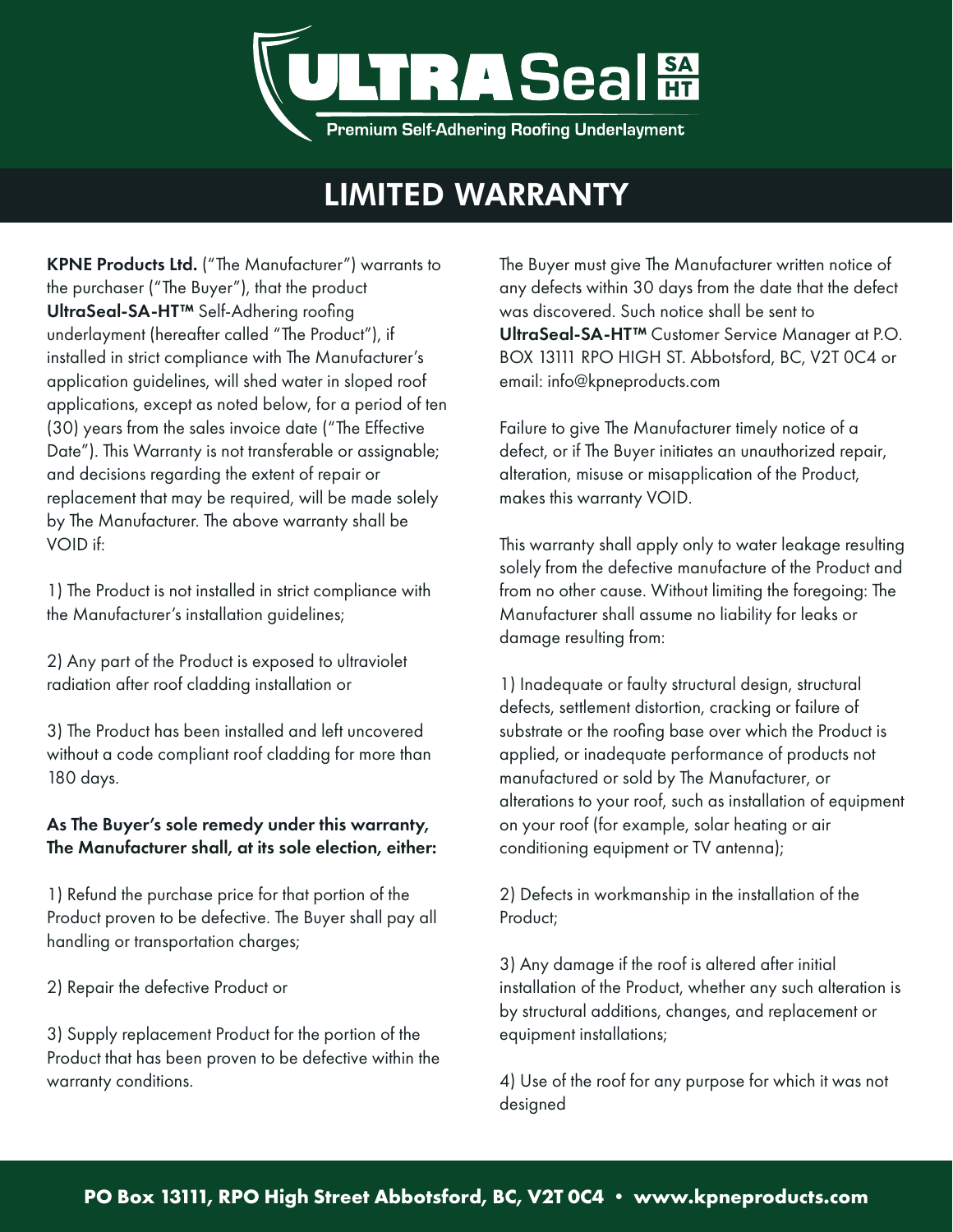# ULTRASeal SA HT

Premium Self-Adhering Roofing Underlayment

## LIMITED WARRANTY

**KPNE Products Ltd.** ("The Manufacturer") warrants to the purchaser ("The Buyer"), that the product **UltraSeal-SA-HT™** Self-Adhering roofing underlayment (hereafter called "The Product"), if installed in strict compliance with The Manufacturer's application guidelines, will shed water in sloped roof applications, except as noted below, for a period of ten (30) years from the sales invoice date ("The Effective Date"). This Warranty is not transferable or assignable; and decisions regarding the extent of repair or replacement that may be required, will be made solely by The Manufacturer. The above warranty shall be VOID if:

1) The Product is not installed in strict compliance with the Manufacturer's installation guidelines;

2) Any part of the Product is exposed to ultraviolet radiation after roof cladding installation or

3) The Product has been installed and left uncovered without a code compliant roof cladding for more than 180 days.

**As The Buyer's sole remedy under this warranty, The Manufacturer shall, at its sole election, either:**

1) Refund the purchase price for that portion of the Product proven to be defective. The Buyer shall pay all handling or transportation charges;

2) Repair the defective Product or

3) Supply replacement Product for the portion of the Product that has been proven to be defective within the warranty conditions.

The Buyer must give The Manufacturer written notice of any defects within 30 days from the date that the defect was discovered. Such notice shall be sent to **UltraSeal-SA-HT™** Customer Service Manager at P.O. BOX 13111 RPO HIGH ST. Abbotsford, BC, V2T 0C4 or email: info@kpneproducts.com

Failure to give The Manufacturer timely notice of a defect, or if The Buyer initiates an unauthorized repair, alteration, misuse or misapplication of the Product, makes this warranty VOID.

This warranty shall apply only to water leakage resulting solely from the defective manufacture of the Product and from no other cause. Without limiting the foregoing: The Manufacturer shall assume no liability for leaks or damage resulting from:

1) Inadequate or faulty structural design, structural defects, settlement distortion, cracking or failure of substrate or the roofing base over which the Product is applied, or inadequate performance of products not manufactured or sold by The Manufacturer, or alterations to your roof, such as installation of equipment on your roof (for example, solar heating or air conditioning equipment or TV antenna);

2) Defects in workmanship in the installation of the Product;

3) Any damage if the roof is altered after initial installation of the Product, whether any such alteration is by structural additions, changes, and replacement or equipment installations;

4) Use of the roof for any purpose for which it was not designed

**PO Box 13111, RPO High Street Abbotsford, BC, V2T 0C4 • www.kpneproducts.com**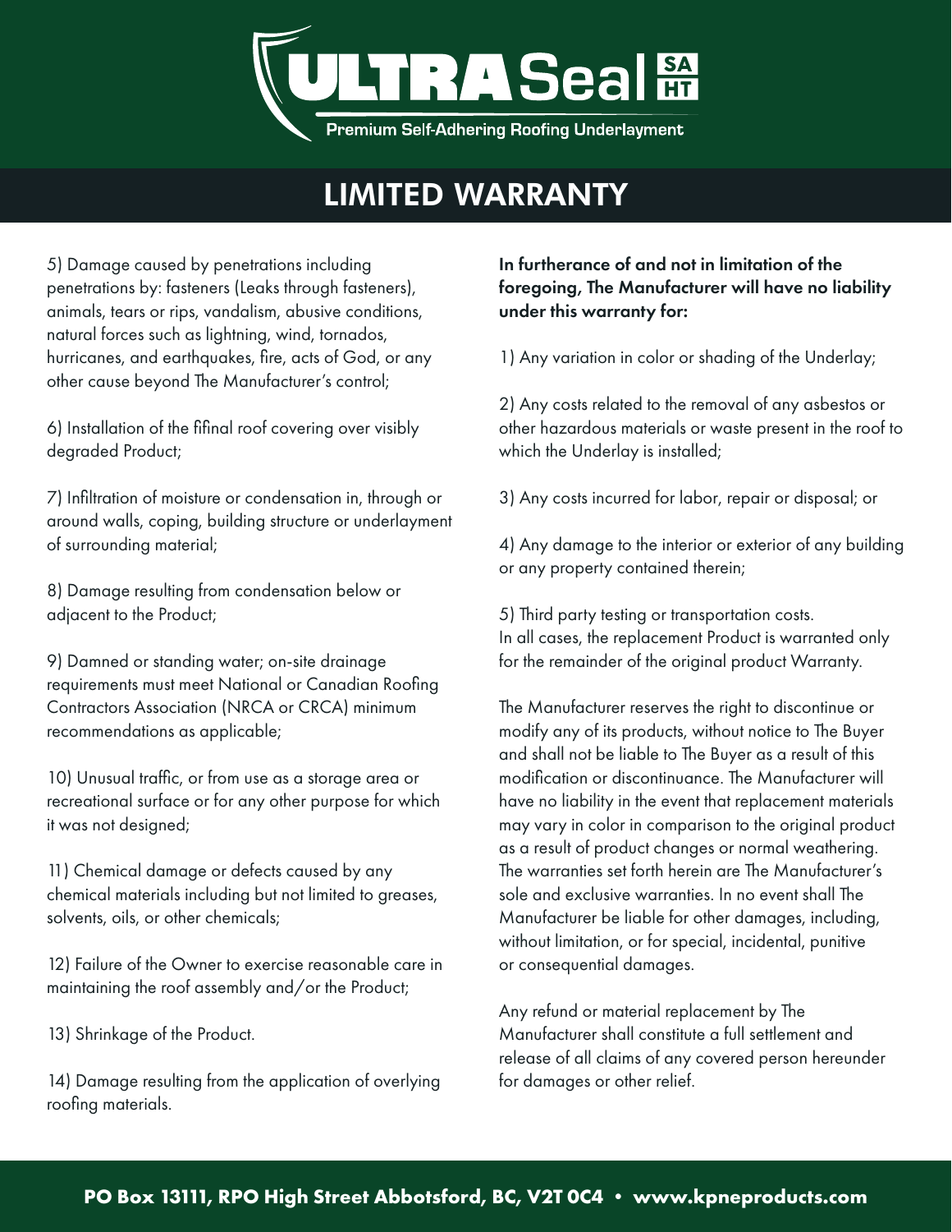# ULTRASeal SA HT

Premium Self-Adhering Roofing Underlayment

## LIMITED WARRANTY

5) Damage caused by penetrations including penetrations by: fasteners (Leaks through fasteners), animals, tears or rips, vandalism, abusive conditions, natural forces such as lightning, wind, tornados, hurricanes, and earthquakes, fire, acts of God, or any other cause beyond The Manufacturer's control;

6) Installation of the fifinal roof covering over visibly degraded Product;

7) Infiltration of moisture or condensation in, through or around walls, coping, building structure or underlayment of surrounding material;

8) Damage resulting from condensation below or adjacent to the Product;

9) Damned or standing water; on-site drainage requirements must meet National or Canadian Roofing Contractors Association (NRCA or CRCA) minimum recommendations as applicable;

10) Unusual traffic, or from use as a storage area or recreational surface or for any other purpose for which it was not designed;

11) Chemical damage or defects caused by any chemical materials including but not limited to greases, solvents, oils, or other chemicals;

12) Failure of the Owner to exercise reasonable care in maintaining the roof assembly and/or the Product;

13) Shrinkage of the Product.

14) Damage resulting from the application of overlying roofing materials.

**In furtherance of and not in limitation of the foregoing, The Manufacturer will have no liability under this warranty for:**

1) Any variation in color or shading of the Underlay;

2) Any costs related to the removal of any asbestos or other hazardous materials or waste present in the roof to which the Underlay is installed;

3) Any costs incurred for labor, repair or disposal; or

4) Any damage to the interior or exterior of any building or any property contained therein;

5) Third party testing or transportation costs.
In all cases, the replacement Product is warranted only for the remainder of the original product Warranty.

The Manufacturer reserves the right to discontinue or modify any of its products, without notice to The Buyer and shall not be liable to The Buyer as a result of this modification or discontinuance. The Manufacturer will have no liability in the event that replacement materials may vary in color in comparison to the original product as a result of product changes or normal weathering. The warranties set forth herein are The Manufacturer's sole and exclusive warranties. In no event shall The Manufacturer be liable for other damages, including, without limitation, or for special, incidental, punitive or consequential damages.

Any refund or material replacement by The Manufacturer shall constitute a full settlement and release of all claims of any covered person hereunder for damages or other relief.

**PO Box 13111, RPO High Street Abbotsford, BC, V2T 0C4 • www.kpneproducts.com**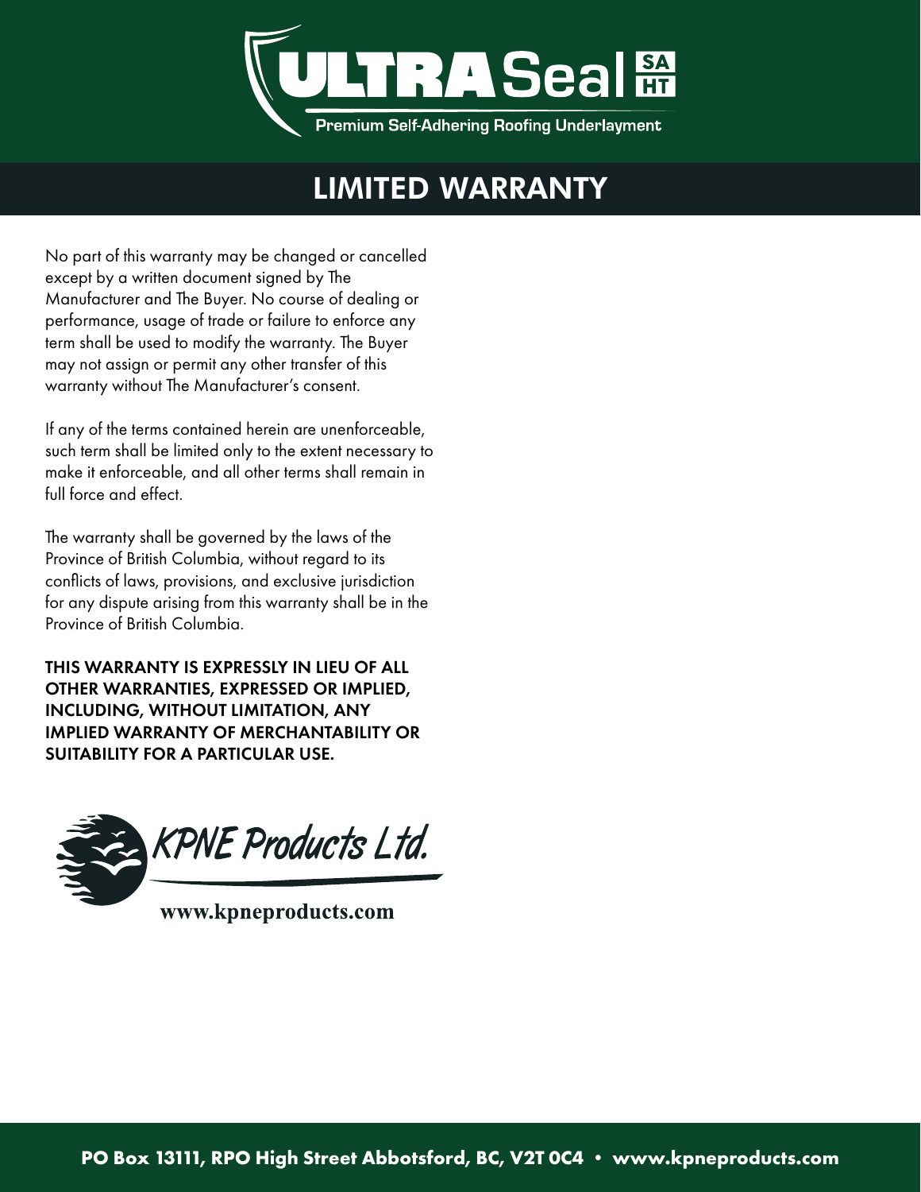# ULTRASeal SA HT

Premium Self-Adhering Roofing Underlayment

## LIMITED WARRANTY

No part of this warranty may be changed or cancelled except by a written document signed by The Manufacturer and The Buyer. No course of dealing or performance, usage of trade or failure to enforce any term shall be used to modify the warranty. The Buyer may not assign or permit any other transfer of this warranty without The Manufacturer's consent.

If any of the terms contained herein are unenforceable, such term shall be limited only to the extent necessary to make it enforceable, and all other terms shall remain in full force and effect.

The warranty shall be governed by the laws of the Province of British Columbia, without regard to its conflicts of laws, provisions, and exclusive jurisdiction for any dispute arising from this warranty shall be in the Province of British Columbia.

**THIS WARRANTY IS EXPRESSLY IN LIEU OF ALL OTHER WARRANTIES, EXPRESSED OR IMPLIED, INCLUDING, WITHOUT LIMITATION, ANY IMPLIED WARRANTY OF MERCHANTABILITY OR SUITABILITY FOR A PARTICULAR USE.**

*KPNE Products Ltd.*

www.kpneproducts.com

**PO Box 13111, RPO High Street Abbotsford, BC, V2T 0C4 • www.kpneproducts.com**